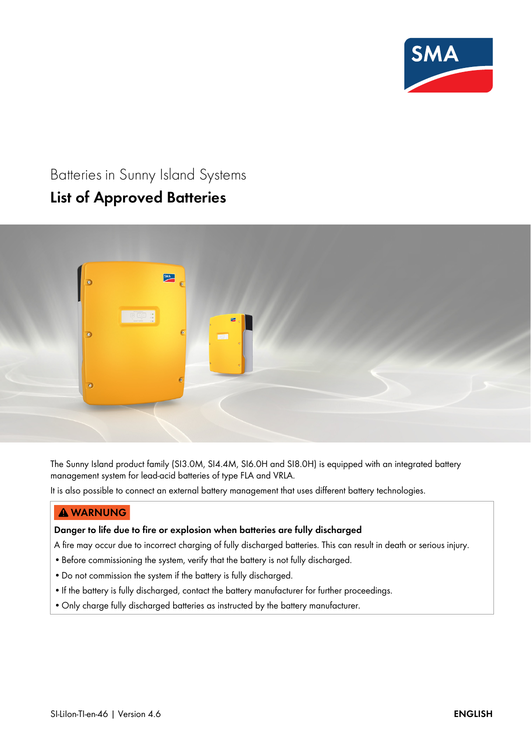Batteries in Sunny Island Systems

# List of Approved Batteries

The Sunny Island product family (SI3.0M, SI4.4M, SI6.0H and SI8.0H) is equipped with an integrated battery management system for lead-acid batteries of type FLA and VRLA.

It is also possible to connect an external battery management that uses different battery technologies.

**⚠ WARNUNG**

**Danger to life due to fire or explosion when batteries are fully discharged**

A fire may occur due to incorrect charging of fully discharged batteries. This can result in death or serious injury.

- Before commissioning the system, verify that the battery is not fully discharged.
- Do not commission the system if the battery is fully discharged.
- If the battery is fully discharged, contact the battery manufacturer for further proceedings.
- Only charge fully discharged batteries as instructed by the battery manufacturer.

SI-LiIon-TI-en-46 | Version 4.6

ENGLISH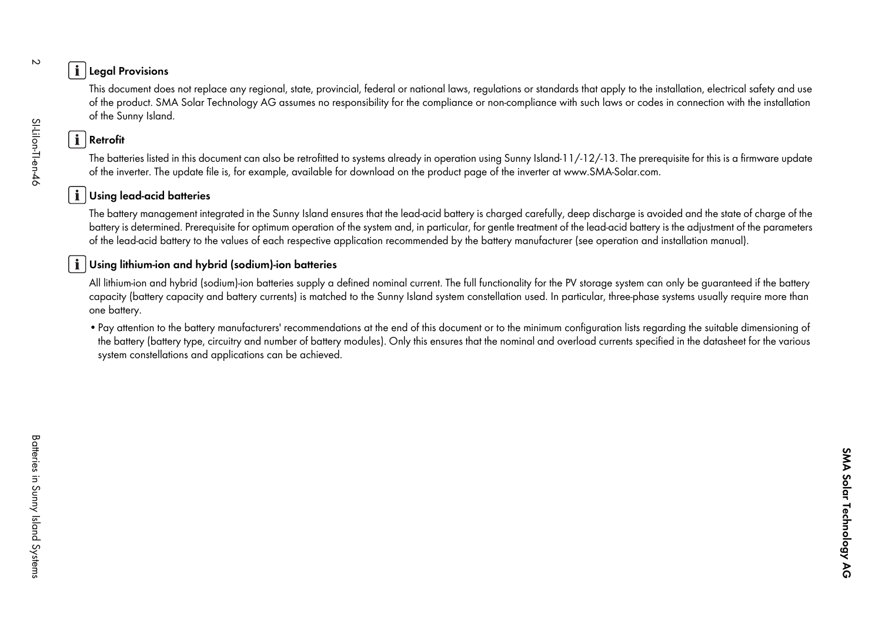### Legal Provisions

This document does not replace any regional, state, provincial, federal or national laws, regulations or standards that apply to the installation, electrical safety and use of the product. SMA Solar Technology AG assumes no responsibility for the compliance or non-compliance with such laws or codes in connection with the installation of the Sunny Island.

### Retrofit

The batteries listed in this document can also be retrofitted to systems already in operation using Sunny Island-11/-12/-13. The prerequisite for this is a firmware update of the inverter. The update file is, for example, available for download on the product page of the inverter at www.SMA-Solar.com.

### Using lead-acid batteries

The battery management integrated in the Sunny Island ensures that the lead-acid battery is charged carefully, deep discharge is avoided and the state of charge of the battery is determined. Prerequisite for optimum operation of the system and, in particular, for gentle treatment of the lead-acid battery is the adjustment of the parameters of the lead-acid battery to the values of each respective application recommended by the battery manufacturer (see operation and installation manual).

### Using lithium-ion and hybrid (sodium)-ion batteries

All lithium-ion and hybrid (sodium)-ion batteries supply a defined nominal current. The full functionality for the PV storage system can only be guaranteed if the battery capacity (battery capacity and battery currents) is matched to the Sunny Island system constellation used. In particular, three-phase systems usually require more than one battery.

- Pay attention to the battery manufacturers' recommendations at the end of this document or to the minimum configuration lists regarding the suitable dimensioning of the battery (battery type, circuitry and number of battery modules). Only this ensures that the nominal and overload currents specified in the datasheet for the various system constellations and applications can be achieved.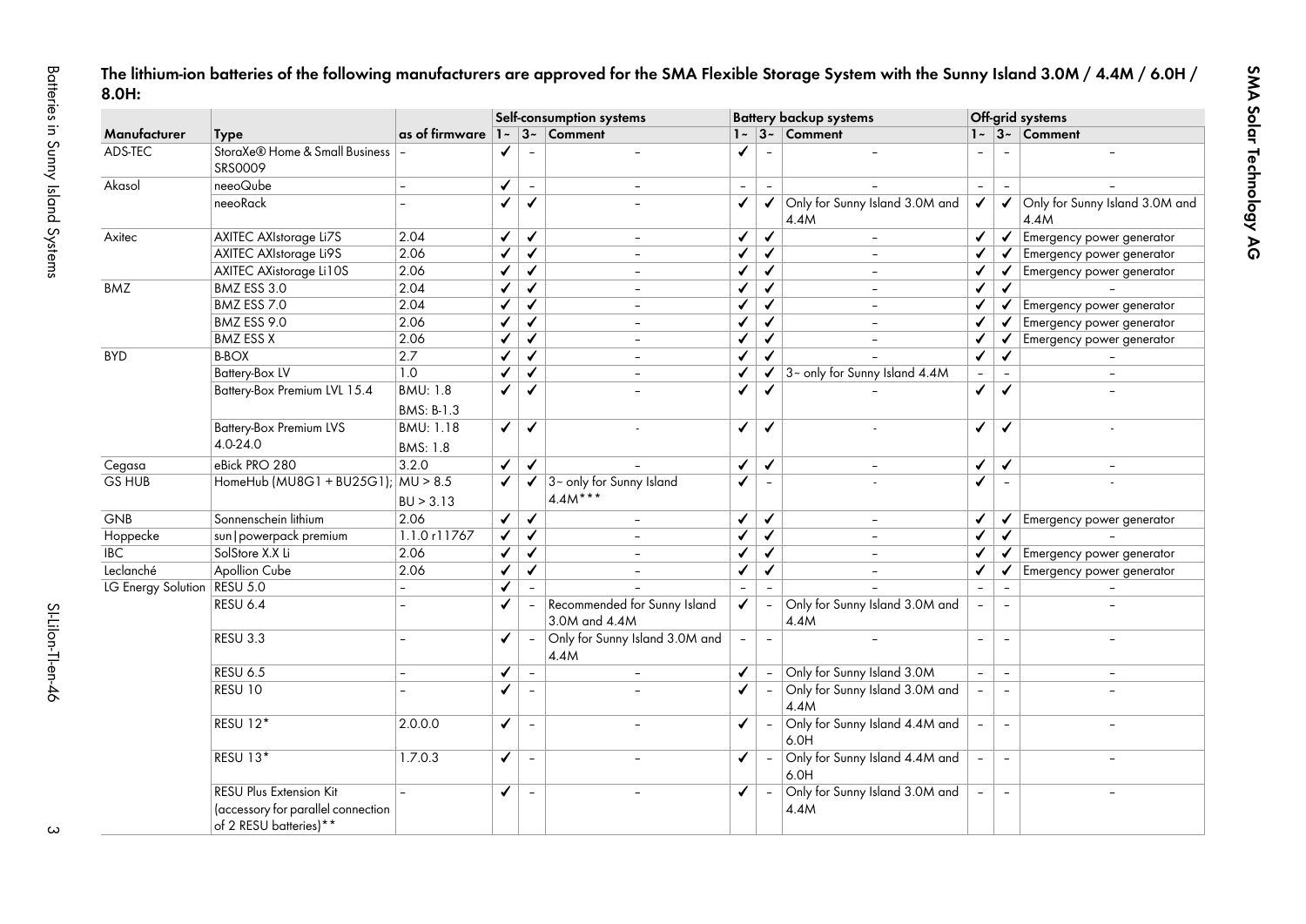**The lithium-ion batteries of the following manufacturers are approved for the SMA Flexible Storage System with the Sunny Island 3.0M / 4.4M / 6.0H / 8.0H:**

| | | | Self-consumption systems | | | Battery backup systems | | | Off-grid systems | | |
|---|---|---|---|---|---|---|---|---|---|---|---|
| **Manufacturer** | **Type** | **as of firmware** | **1~** | **3~** | **Comment** | **1~** | **3~** | **Comment** | **1~** | **3~** | **Comment** |
| ADS-TEC | StoraXe® Home & Small Business SRS0009 | – | ✓ | – | – | ✓ | – | – | – | – | – |
| Akasol | neeoQube | – | ✓ | – | – | – | – | – | – | – | – |
| | neeoRack | – | ✓ | ✓ | – | ✓ | ✓ | Only for Sunny Island 3.0M and 4.4M | ✓ | ✓ | Only for Sunny Island 3.0M and 4.4M |
| Axitec | AXITEC AXIstorage Li7S | 2.04 | ✓ | ✓ | – | ✓ | ✓ | – | ✓ | ✓ | Emergency power generator |
| | AXITEC AXIstorage Li9S | 2.06 | ✓ | ✓ | – | ✓ | ✓ | – | ✓ | ✓ | Emergency power generator |
| | AXITEC AXistorage Li10S | 2.06 | ✓ | ✓ | – | ✓ | ✓ | – | ✓ | ✓ | Emergency power generator |
| BMZ | BMZ ESS 3.0 | 2.04 | ✓ | ✓ | – | ✓ | ✓ | – | ✓ | ✓ | – |
| | BMZ ESS 7.0 | 2.04 | ✓ | ✓ | – | ✓ | ✓ | – | ✓ | ✓ | Emergency power generator |
| | BMZ ESS 9.0 | 2.06 | ✓ | ✓ | – | ✓ | ✓ | – | ✓ | ✓ | Emergency power generator |
| | BMZ ESS X | 2.06 | ✓ | ✓ | – | ✓ | ✓ | – | ✓ | ✓ | Emergency power generator |
| BYD | B-BOX | 2.7 | ✓ | ✓ | – | ✓ | ✓ | – | ✓ | ✓ | – |
| | Battery-Box LV | 1.0 | ✓ | ✓ | – | ✓ | ✓ | 3~ only for Sunny Island 4.4M | – | – | – |
| | Battery-Box Premium LVL 15.4 | BMU: 1.8 BMS: B-1.3 | ✓ | ✓ | – | ✓ | ✓ | – | ✓ | ✓ | – |
| | Battery-Box Premium LVS 4.0-24.0 | BMU: 1.18 BMS: 1.8 | ✓ | ✓ | - | ✓ | ✓ | - | ✓ | ✓ | - |
| Cegasa | eBick PRO 280 | 3.2.0 | ✓ | ✓ | – | ✓ | ✓ | – | ✓ | ✓ | – |
| GS HUB | HomeHub (MU8G1 + BU25G1); | MU > 8.5 BU > 3.13 | ✓ | ✓ | 3~ only for Sunny Island 4.4M*** | ✓ | – | - | ✓ | – | - |
| GNB | Sonnenschein lithium | 2.06 | ✓ | ✓ | – | ✓ | ✓ | – | ✓ | ✓ | Emergency power generator |
| Hoppecke | sun\|powerpack premium | 1.1.0 r11767 | ✓ | ✓ | – | ✓ | ✓ | – | ✓ | ✓ | – |
| IBC | SolStore X.X Li | 2.06 | ✓ | ✓ | – | ✓ | ✓ | – | ✓ | ✓ | Emergency power generator |
| Leclanché | Apollion Cube | 2.06 | ✓ | ✓ | – | ✓ | ✓ | – | ✓ | ✓ | Emergency power generator |
| LG Energy Solution | RESU 5.0 | – | ✓ | – | – | – | – | – | – | – | – |
| | RESU 6.4 | – | ✓ | – | Recommended for Sunny Island 3.0M and 4.4M | ✓ | – | Only for Sunny Island 3.0M and 4.4M | – | – | – |
| | RESU 3.3 | – | ✓ | – | Only for Sunny Island 3.0M and 4.4M | – | – | – | – | – | – |
| | RESU 6.5 | – | ✓ | – | – | ✓ | – | Only for Sunny Island 3.0M | – | – | – |
| | RESU 10 | – | ✓ | – | – | ✓ | – | Only for Sunny Island 3.0M and 4.4M | – | – | – |
| | RESU 12* | 2.0.0.0 | ✓ | – | – | ✓ | – | Only for Sunny Island 4.4M and 6.0H | – | – | – |
| | RESU 13* | 1.7.0.3 | ✓ | – | – | ✓ | – | Only for Sunny Island 4.4M and 6.0H | – | – | – |
| | RESU Plus Extension Kit (accessory for parallel connection of 2 RESU batteries)** | – | ✓ | – | – | ✓ | – | Only for Sunny Island 3.0M and 4.4M | – | – | – |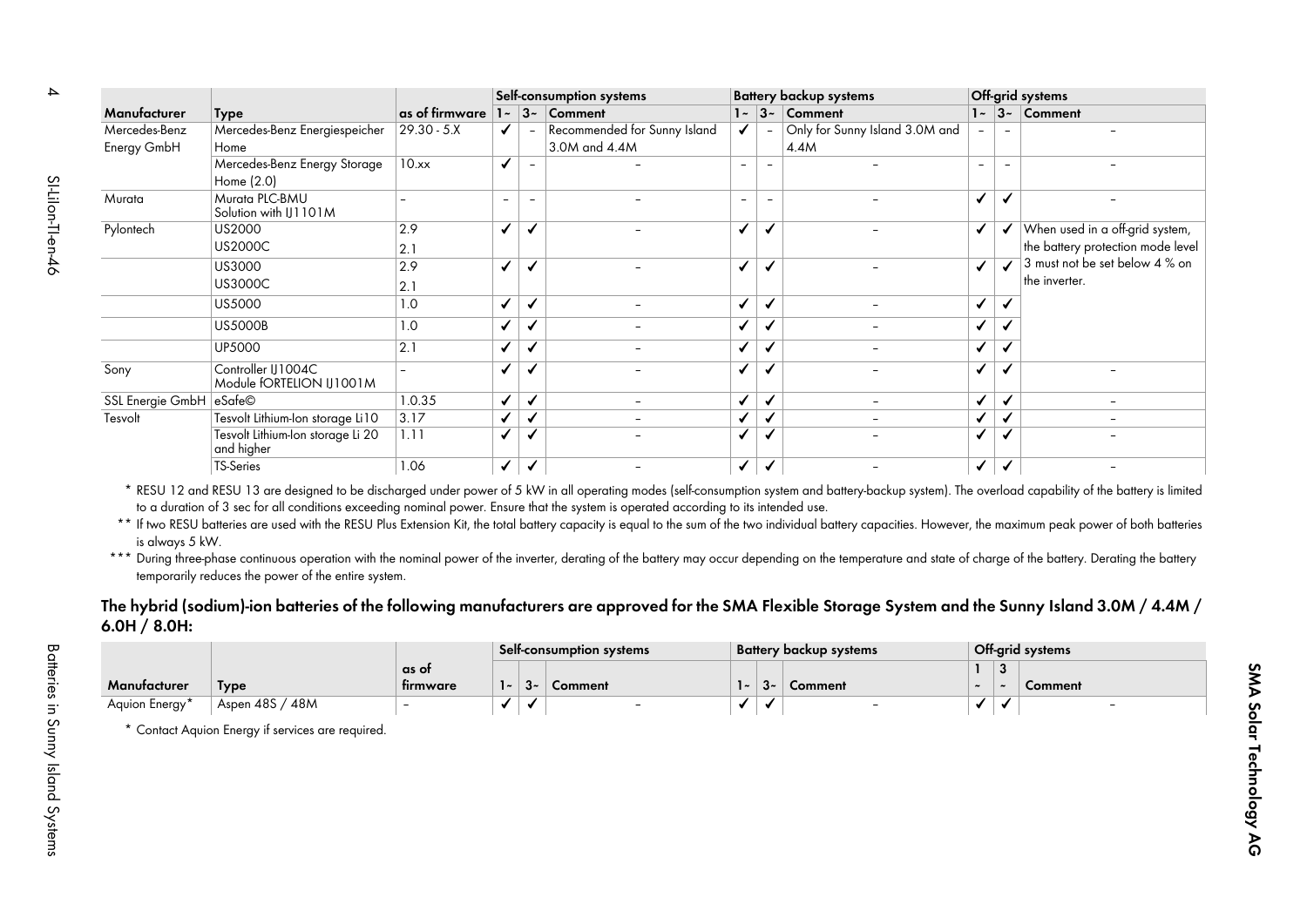| | | | Self-consumption systems | | | Battery backup systems | | | Off-grid systems | | |
|---|---|---|---|---|---|---|---|---|---|---|---|
| Manufacturer | Type | as of firmware | 1~ | 3~ | Comment | 1~ | 3~ | Comment | 1~ | 3~ | Comment |
| Mercedes-Benz Energy GmbH | Mercedes-Benz Energiespeicher Home | 29.30 - 5.X | ✓ | – | Recommended for Sunny Island 3.0M and 4.4M | ✓ | – | Only for Sunny Island 3.0M and 4.4M | – | – | – |
| | Mercedes-Benz Energy Storage Home (2.0) | 10.xx | ✓ | – | – | – | – | – | – | – | – |
| Murata | Murata PLC-BMU Solution with IJ1101M | – | – | – | – | – | – | – | ✓ | ✓ | – |
| Pylontech | US2000<br>US2000C | 2.9<br>2.1 | ✓ | ✓ | – | ✓ | ✓ | – | ✓ | ✓ | When used in a off-grid system, the battery protection mode level 3 must not be set below 4 % on the inverter. |
| | US3000<br>US3000C | 2.9<br>2.1 | ✓ | ✓ | – | ✓ | ✓ | – | ✓ | ✓ | |
| | US5000 | 1.0 | ✓ | ✓ | – | ✓ | ✓ | – | ✓ | ✓ | |
| | US5000B | 1.0 | ✓ | ✓ | – | ✓ | ✓ | – | ✓ | ✓ | |
| | UP5000 | 2.1 | ✓ | ✓ | – | ✓ | ✓ | – | ✓ | ✓ | |
| Sony | Controller IJ1004C Module fORTELION IJ1001M | – | ✓ | ✓ | – | ✓ | ✓ | – | ✓ | ✓ | – |
| SSL Energie GmbH | eSafe© | 1.0.35 | ✓ | ✓ | – | ✓ | ✓ | – | ✓ | ✓ | – |
| Tesvolt | Tesvolt Lithium-Ion storage Li10 | 3.17 | ✓ | ✓ | – | ✓ | ✓ | – | ✓ | ✓ | – |
| | Tesvolt Lithium-Ion storage Li 20 and higher | 1.11 | ✓ | ✓ | – | ✓ | ✓ | – | ✓ | ✓ | – |
| | TS-Series | 1.06 | ✓ | ✓ | – | ✓ | ✓ | – | ✓ | ✓ | – |

\* RESU 12 and RESU 13 are designed to be discharged under power of 5 kW in all operating modes (self-consumption system and battery-backup system). The overload capability of the battery is limited to a duration of 3 sec for all conditions exceeding nominal power. Ensure that the system is operated according to its intended use.

\*\* If two RESU batteries are used with the RESU Plus Extension Kit, the total battery capacity is equal to the sum of the two individual battery capacities. However, the maximum peak power of both batteries is always 5 kW.

\*\*\* During three-phase continuous operation with the nominal power of the inverter, derating of the battery may occur depending on the temperature and state of charge of the battery. Derating the battery temporarily reduces the power of the entire system.

### The hybrid (sodium)-ion batteries of the following manufacturers are approved for the SMA Flexible Storage System and the Sunny Island 3.0M / 4.4M / 6.0H / 8.0H:

| | | | Self-consumption systems | | | Battery backup systems | | | Off-grid systems | | |
|---|---|---|---|---|---|---|---|---|---|---|---|
| Manufacturer | Type | as of firmware | 1~ | 3~ | Comment | 1~ | 3~ | Comment | 1~ | 3~ | Comment |
| Aquion Energy* | Aspen 48S / 48M | – | ✓ | ✓ | – | ✓ | ✓ | – | ✓ | ✓ | – |

\* Contact Aquion Energy if services are required.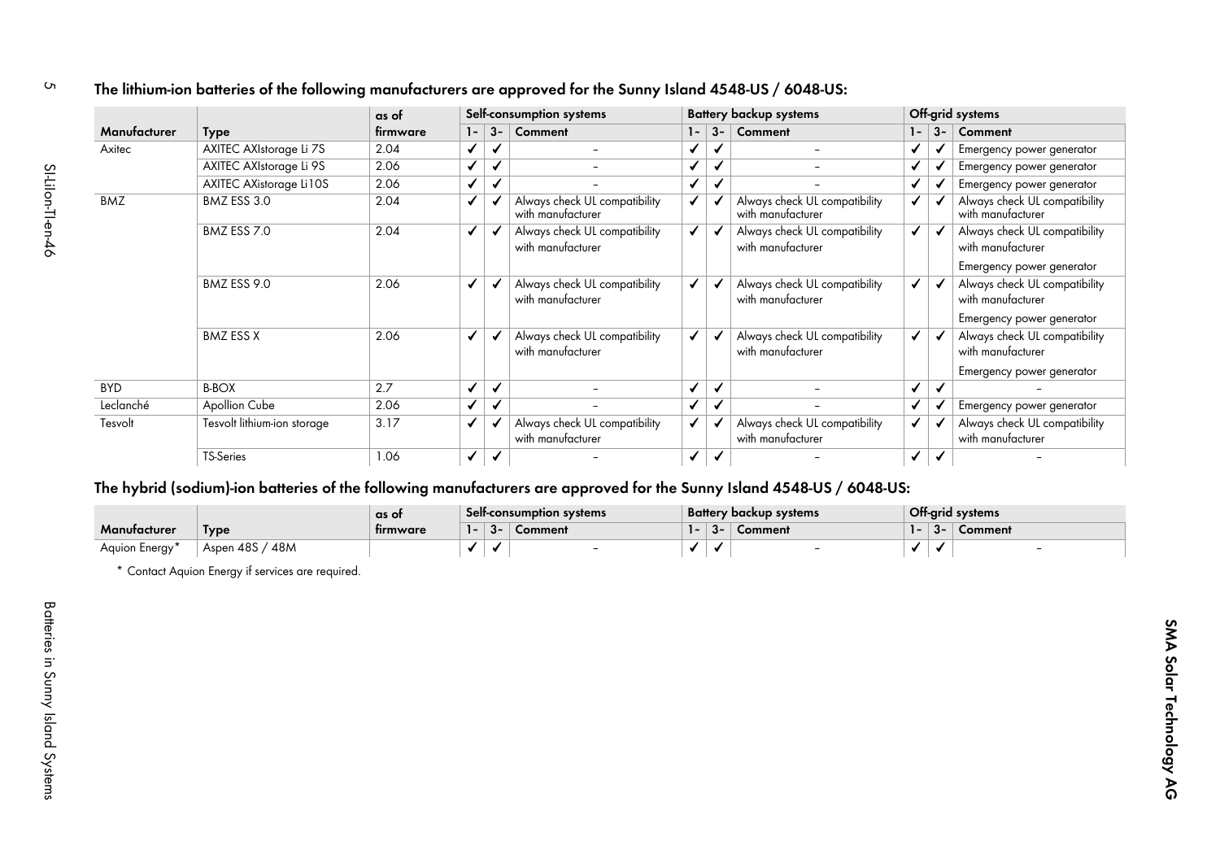## The lithium-ion batteries of the following manufacturers are approved for the Sunny Island 4548-US / 6048-US:

| Manufacturer | Type | as of firmware | Self-consumption systems | | | Battery backup systems | | | Off-grid systems | | |
|---|---|---|---|---|---|---|---|---|---|---|---|
| | | | 1~ | 3~ | Comment | 1~ | 3~ | Comment | 1~ | 3~ | Comment |
| Axitec | AXITEC AXIstorage Li 7S | 2.04 | ✓ | ✓ | – | ✓ | ✓ | – | ✓ | ✓ | Emergency power generator |
| | AXITEC AXIstorage Li 9S | 2.06 | ✓ | ✓ | – | ✓ | ✓ | – | ✓ | ✓ | Emergency power generator |
| | AXITEC AXistorage Li10S | 2.06 | ✓ | ✓ | – | ✓ | ✓ | – | ✓ | ✓ | Emergency power generator |
| BMZ | BMZ ESS 3.0 | 2.04 | ✓ | ✓ | Always check UL compatibility with manufacturer | ✓ | ✓ | Always check UL compatibility with manufacturer | ✓ | ✓ | Always check UL compatibility with manufacturer |
| | BMZ ESS 7.0 | 2.04 | ✓ | ✓ | Always check UL compatibility with manufacturer | ✓ | ✓ | Always check UL compatibility with manufacturer | ✓ | ✓ | Always check UL compatibility with manufacturer<br>Emergency power generator |
| | BMZ ESS 9.0 | 2.06 | ✓ | ✓ | Always check UL compatibility with manufacturer | ✓ | ✓ | Always check UL compatibility with manufacturer | ✓ | ✓ | Always check UL compatibility with manufacturer<br>Emergency power generator |
| | BMZ ESS X | 2.06 | ✓ | ✓ | Always check UL compatibility with manufacturer | ✓ | ✓ | Always check UL compatibility with manufacturer | ✓ | ✓ | Always check UL compatibility with manufacturer<br>Emergency power generator |
| BYD | B-BOX | 2.7 | ✓ | ✓ | – | ✓ | ✓ | – | ✓ | ✓ | – |
| Leclanché | Apollion Cube | 2.06 | ✓ | ✓ | – | ✓ | ✓ | – | ✓ | ✓ | Emergency power generator |
| Tesvolt | Tesvolt lithium-ion storage | 3.17 | ✓ | ✓ | Always check UL compatibility with manufacturer | ✓ | ✓ | Always check UL compatibility with manufacturer | ✓ | ✓ | Always check UL compatibility with manufacturer |
| | TS-Series | 1.06 | ✓ | ✓ | – | ✓ | ✓ | – | ✓ | ✓ | – |

## The hybrid (sodium)-ion batteries of the following manufacturers are approved for the Sunny Island 4548-US / 6048-US:

| Manufacturer | Type | as of firmware | Self-consumption systems | | | Battery backup systems | | | Off-grid systems | | |
|---|---|---|---|---|---|---|---|---|---|---|---|
| | | | 1~ | 3~ | Comment | 1~ | 3~ | Comment | 1~ | 3~ | Comment |
| Aquion Energy* | Aspen 48S / 48M | | ✓ | ✓ | – | ✓ | ✓ | – | ✓ | ✓ | – |

\* Contact Aquion Energy if services are required.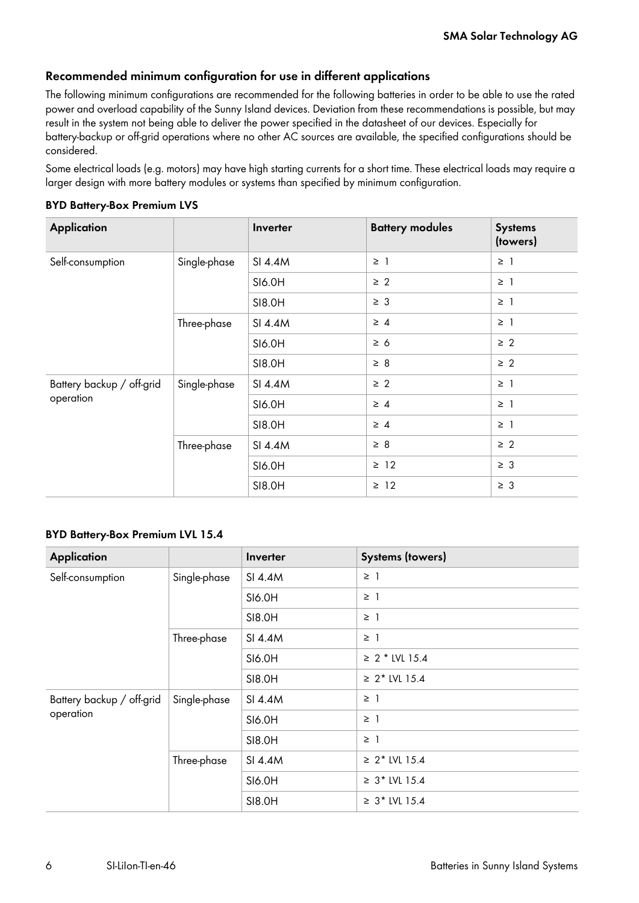### Recommended minimum configuration for use in different applications

The following minimum configurations are recommended for the following batteries in order to be able to use the rated power and overload capability of the Sunny Island devices. Deviation from these recommendations is possible, but may result in the system not being able to deliver the power specified in the datasheet of our devices. Especially for battery-backup or off-grid operations where no other AC sources are available, the specified configurations should be considered.

Some electrical loads (e.g. motors) may have high starting currents for a short time. These electrical loads may require a larger design with more battery modules or systems than specified by minimum configuration.

#### BYD Battery-Box Premium LVS

| Application | | Inverter | Battery modules | Systems (towers) |
|---|---|---|---|---|
| Self-consumption | Single-phase | SI 4.4M | ≥ 1 | ≥ 1 |
| | | SI6.0H | ≥ 2 | ≥ 1 |
| | | SI8.0H | ≥ 3 | ≥ 1 |
| | Three-phase | SI 4.4M | ≥ 4 | ≥ 1 |
| | | SI6.0H | ≥ 6 | ≥ 2 |
| | | SI8.0H | ≥ 8 | ≥ 2 |
| Battery backup / off-grid operation | Single-phase | SI 4.4M | ≥ 2 | ≥ 1 |
| | | SI6.0H | ≥ 4 | ≥ 1 |
| | | SI8.0H | ≥ 4 | ≥ 1 |
| | Three-phase | SI 4.4M | ≥ 8 | ≥ 2 |
| | | SI6.0H | ≥ 12 | ≥ 3 |
| | | SI8.0H | ≥ 12 | ≥ 3 |

#### BYD Battery-Box Premium LVL 15.4

| Application | | Inverter | Systems (towers) |
|---|---|---|---|
| Self-consumption | Single-phase | SI 4.4M | ≥ 1 |
| | | SI6.0H | ≥ 1 |
| | | SI8.0H | ≥ 1 |
| | Three-phase | SI 4.4M | ≥ 1 |
| | | SI6.0H | ≥ 2 * LVL 15.4 |
| | | SI8.0H | ≥ 2* LVL 15.4 |
| Battery backup / off-grid operation | Single-phase | SI 4.4M | ≥ 1 |
| | | SI6.0H | ≥ 1 |
| | | SI8.0H | ≥ 1 |
| | Three-phase | SI 4.4M | ≥ 2* LVL 15.4 |
| | | SI6.0H | ≥ 3* LVL 15.4 |
| | | SI8.0H | ≥ 3* LVL 15.4 |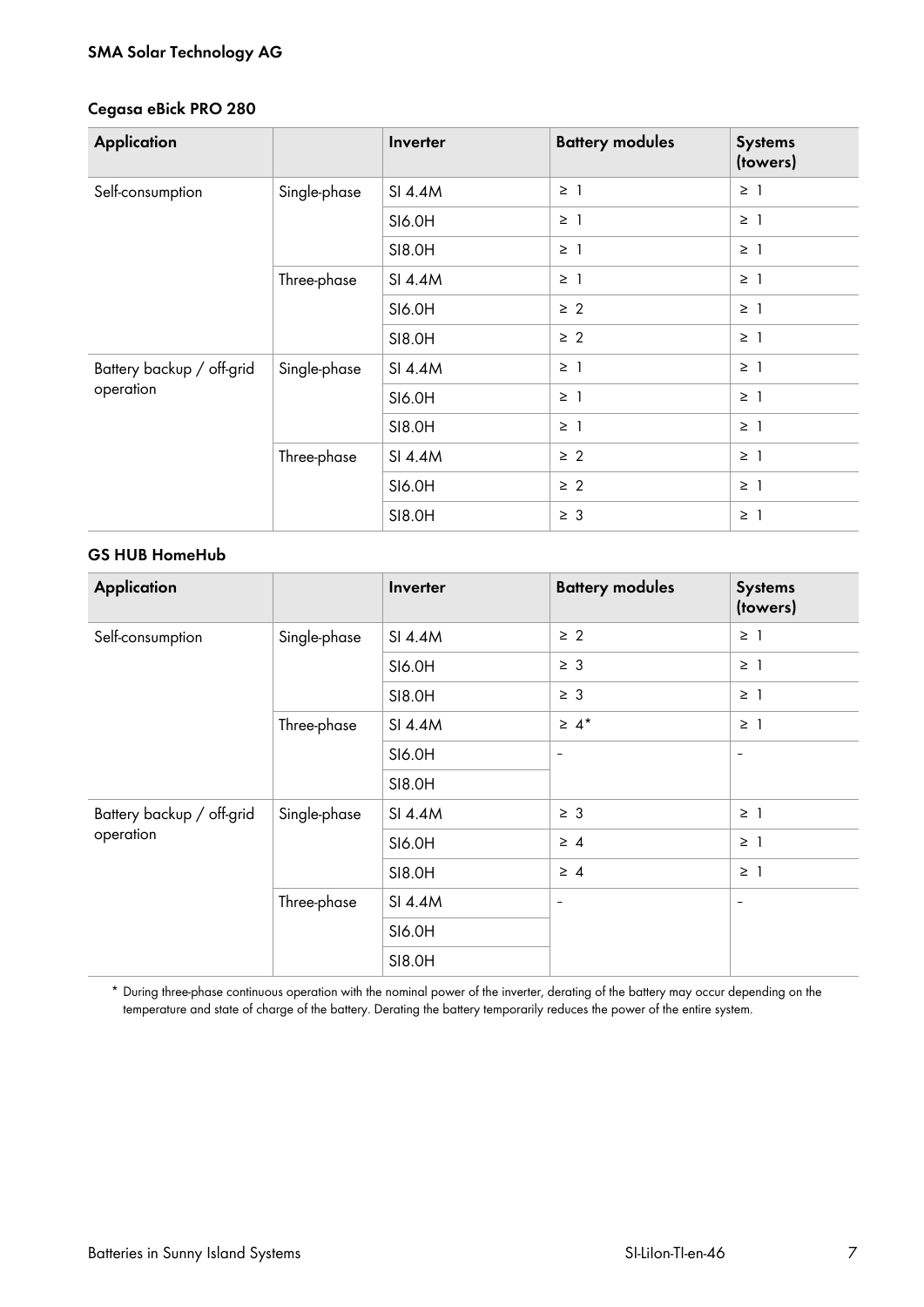### Cegasa eBick PRO 280

| Application | | Inverter | Battery modules | Systems (towers) |
|---|---|---|---|---|
| Self-consumption | Single-phase | SI 4.4M | ≥ 1 | ≥ 1 |
| | | SI6.0H | ≥ 1 | ≥ 1 |
| | | SI8.0H | ≥ 1 | ≥ 1 |
| | Three-phase | SI 4.4M | ≥ 1 | ≥ 1 |
| | | SI6.0H | ≥ 2 | ≥ 1 |
| | | SI8.0H | ≥ 2 | ≥ 1 |
| Battery backup / off-grid operation | Single-phase | SI 4.4M | ≥ 1 | ≥ 1 |
| | | SI6.0H | ≥ 1 | ≥ 1 |
| | | SI8.0H | ≥ 1 | ≥ 1 |
| | Three-phase | SI 4.4M | ≥ 2 | ≥ 1 |
| | | SI6.0H | ≥ 2 | ≥ 1 |
| | | SI8.0H | ≥ 3 | ≥ 1 |

### GS HUB HomeHub

| Application | | Inverter | Battery modules | Systems (towers) |
|---|---|---|---|---|
| Self-consumption | Single-phase | SI 4.4M | ≥ 2 | ≥ 1 |
| | | SI6.0H | ≥ 3 | ≥ 1 |
| | | SI8.0H | ≥ 3 | ≥ 1 |
| | Three-phase | SI 4.4M | ≥ 4* | ≥ 1 |
| | | SI6.0H | - | - |
| | | SI8.0H | | |
| Battery backup / off-grid operation | Single-phase | SI 4.4M | ≥ 3 | ≥ 1 |
| | | SI6.0H | ≥ 4 | ≥ 1 |
| | | SI8.0H | ≥ 4 | ≥ 1 |
| | Three-phase | SI 4.4M | - | - |
| | | SI6.0H | | |
| | | SI8.0H | | |

\* During three-phase continuous operation with the nominal power of the inverter, derating of the battery may occur depending on the temperature and state of charge of the battery. Derating the battery temporarily reduces the power of the entire system.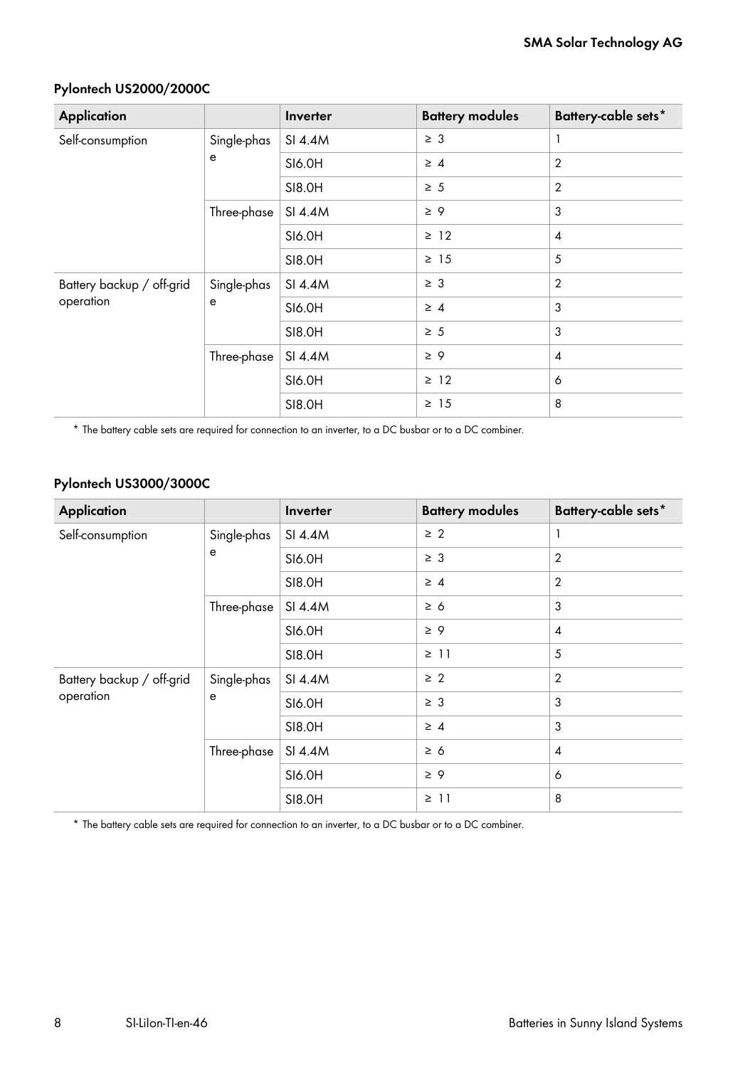#### Pylontech US2000/2000C

| Application | | Inverter | Battery modules | Battery-cable sets* |
|---|---|---|---|---|
| Self-consumption | Single-phase | SI 4.4M | ≥ 3 | 1 |
| | | SI6.0H | ≥ 4 | 2 |
| | | SI8.0H | ≥ 5 | 2 |
| | Three-phase | SI 4.4M | ≥ 9 | 3 |
| | | SI6.0H | ≥ 12 | 4 |
| | | SI8.0H | ≥ 15 | 5 |
| Battery backup / off-grid operation | Single-phase | SI 4.4M | ≥ 3 | 2 |
| | | SI6.0H | ≥ 4 | 3 |
| | | SI8.0H | ≥ 5 | 3 |
| | Three-phase | SI 4.4M | ≥ 9 | 4 |
| | | SI6.0H | ≥ 12 | 6 |
| | | SI8.0H | ≥ 15 | 8 |

* The battery cable sets are required for connection to an inverter, to a DC busbar or to a DC combiner.

#### Pylontech US3000/3000C

| Application | | Inverter | Battery modules | Battery-cable sets* |
|---|---|---|---|---|
| Self-consumption | Single-phase | SI 4.4M | ≥ 2 | 1 |
| | | SI6.0H | ≥ 3 | 2 |
| | | SI8.0H | ≥ 4 | 2 |
| | Three-phase | SI 4.4M | ≥ 6 | 3 |
| | | SI6.0H | ≥ 9 | 4 |
| | | SI8.0H | ≥ 11 | 5 |
| Battery backup / off-grid operation | Single-phase | SI 4.4M | ≥ 2 | 2 |
| | | SI6.0H | ≥ 3 | 3 |
| | | SI8.0H | ≥ 4 | 3 |
| | Three-phase | SI 4.4M | ≥ 6 | 4 |
| | | SI6.0H | ≥ 9 | 6 |
| | | SI8.0H | ≥ 11 | 8 |

* The battery cable sets are required for connection to an inverter, to a DC busbar or to a DC combiner.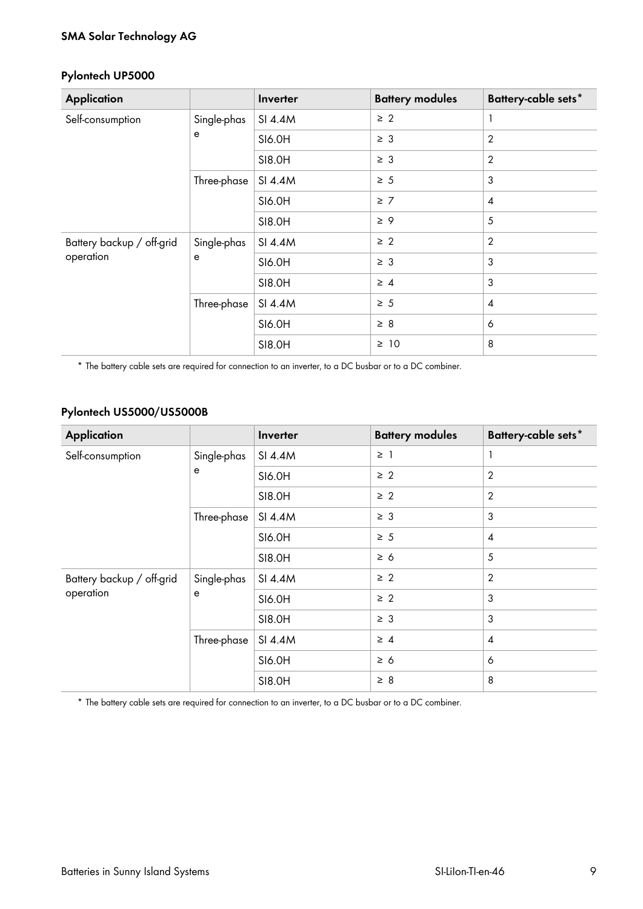### Pylontech UP5000

| Application | | Inverter | Battery modules | Battery-cable sets* |
|---|---|---|---|---|
| Self-consumption | Single-phase | SI 4.4M | ≥ 2 | 1 |
| | | SI6.0H | ≥ 3 | 2 |
| | | SI8.0H | ≥ 3 | 2 |
| | Three-phase | SI 4.4M | ≥ 5 | 3 |
| | | SI6.0H | ≥ 7 | 4 |
| | | SI8.0H | ≥ 9 | 5 |
| Battery backup / off-grid operation | Single-phase | SI 4.4M | ≥ 2 | 2 |
| | | SI6.0H | ≥ 3 | 3 |
| | | SI8.0H | ≥ 4 | 3 |
| | Three-phase | SI 4.4M | ≥ 5 | 4 |
| | | SI6.0H | ≥ 8 | 6 |
| | | SI8.0H | ≥ 10 | 8 |

* The battery cable sets are required for connection to an inverter, to a DC busbar or to a DC combiner.

### Pylontech US5000/US5000B

| Application | | Inverter | Battery modules | Battery-cable sets* |
|---|---|---|---|---|
| Self-consumption | Single-phase | SI 4.4M | ≥ 1 | 1 |
| | | SI6.0H | ≥ 2 | 2 |
| | | SI8.0H | ≥ 2 | 2 |
| | Three-phase | SI 4.4M | ≥ 3 | 3 |
| | | SI6.0H | ≥ 5 | 4 |
| | | SI8.0H | ≥ 6 | 5 |
| Battery backup / off-grid operation | Single-phase | SI 4.4M | ≥ 2 | 2 |
| | | SI6.0H | ≥ 2 | 3 |
| | | SI8.0H | ≥ 3 | 3 |
| | Three-phase | SI 4.4M | ≥ 4 | 4 |
| | | SI6.0H | ≥ 6 | 6 |
| | | SI8.0H | ≥ 8 | 8 |

* The battery cable sets are required for connection to an inverter, to a DC busbar or to a DC combiner.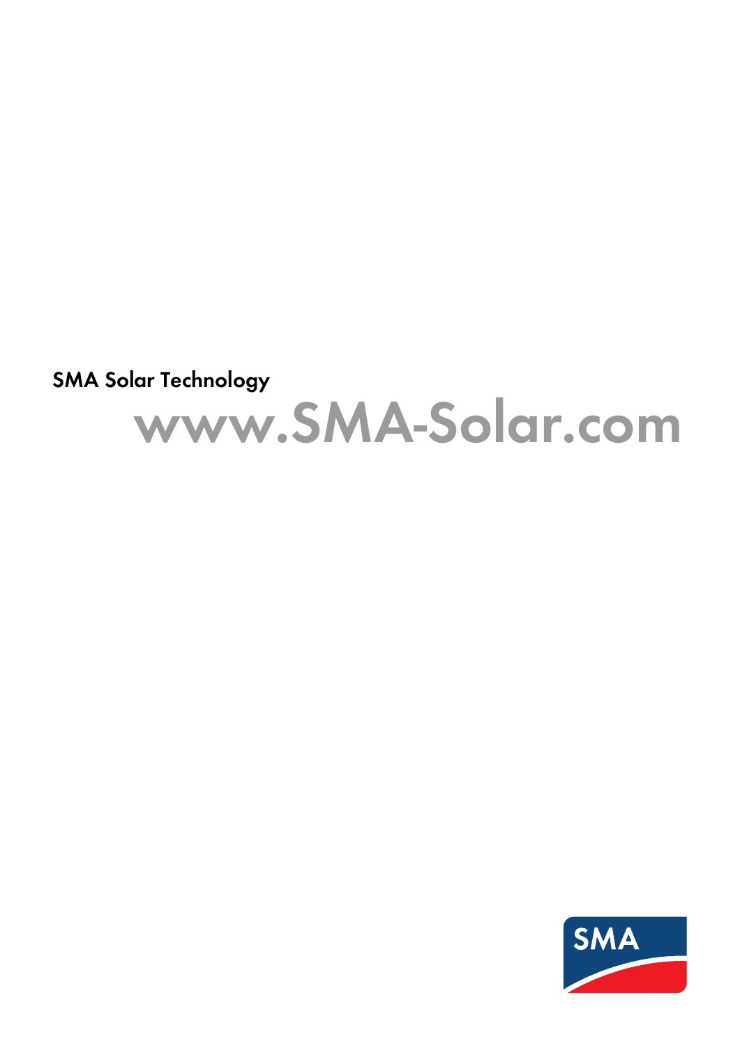**SMA Solar Technology**

**www.SMA-Solar.com**

SMA